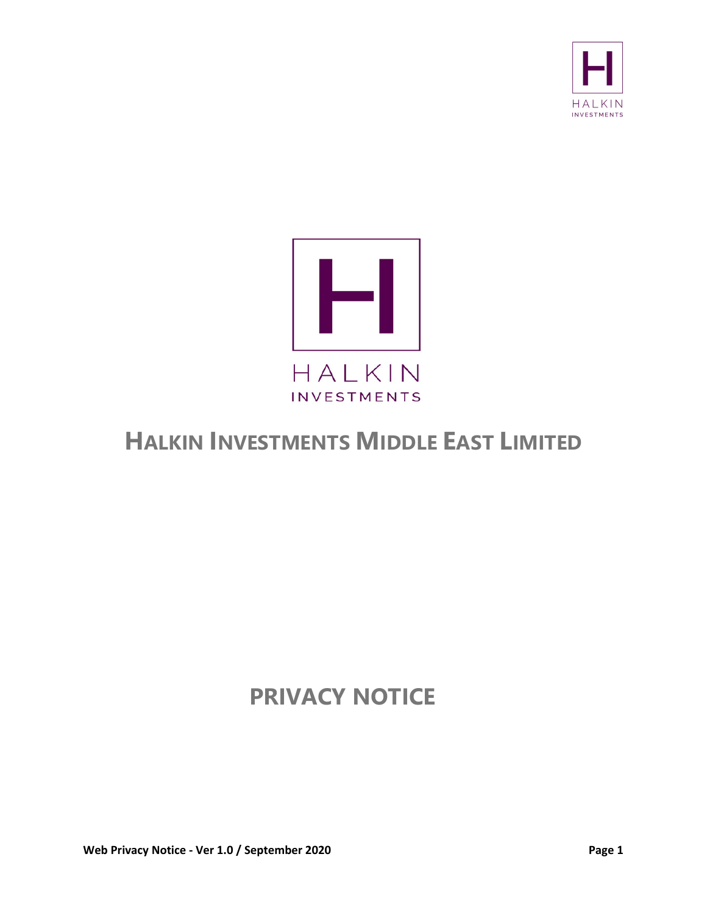HALKIN
INVESTMENTS

# Halkin Investments Middle East Limited

# PRIVACY NOTICE

Web Privacy Notice - Ver 1.0 / September 2020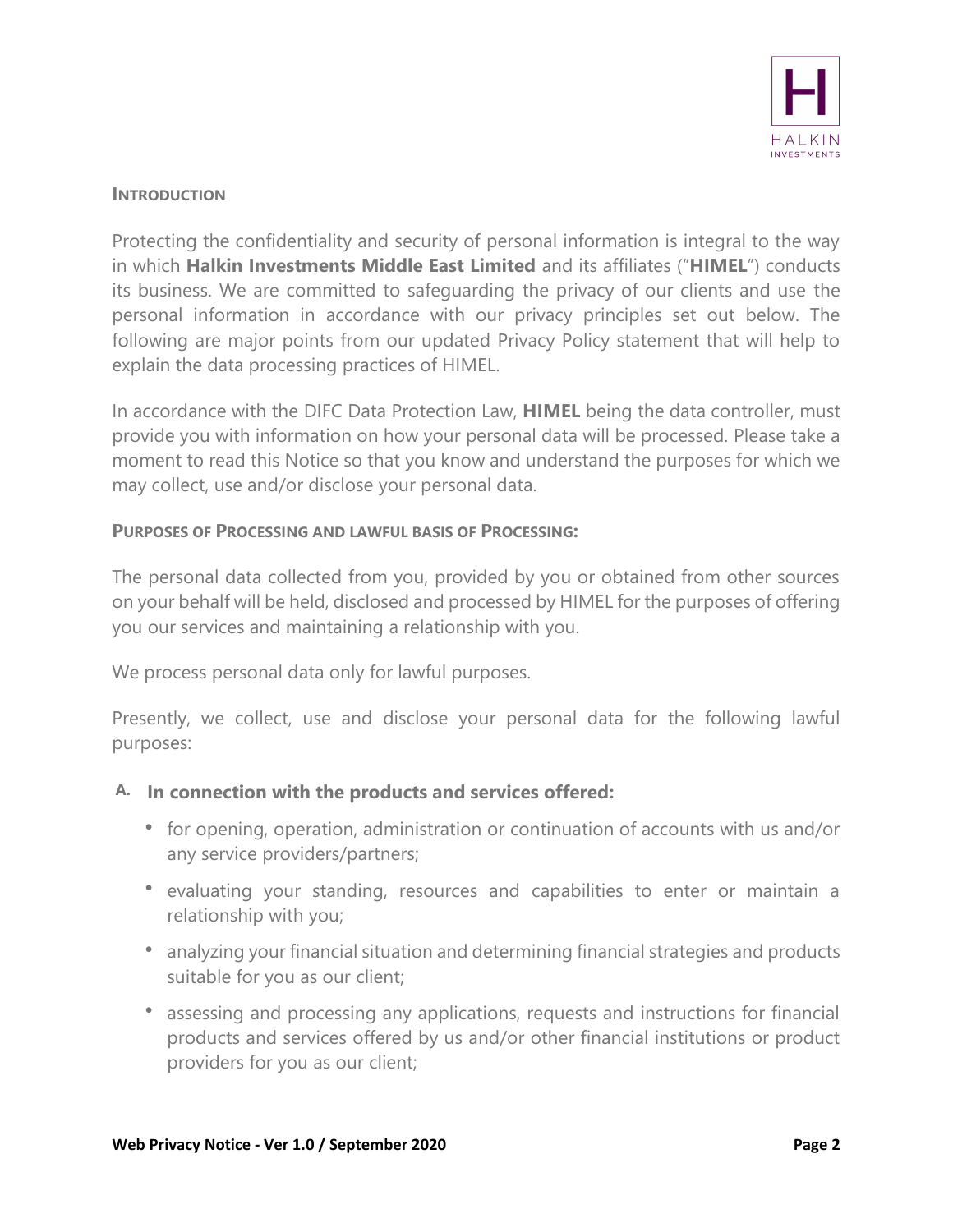## Introduction

Protecting the confidentiality and security of personal information is integral to the way in which **Halkin Investments Middle East Limited** and its affiliates ("**HIMEL**") conducts its business. We are committed to safeguarding the privacy of our clients and use the personal information in accordance with our privacy principles set out below. The following are major points from our updated Privacy Policy statement that will help to explain the data processing practices of HIMEL.

In accordance with the DIFC Data Protection Law, **HIMEL** being the data controller, must provide you with information on how your personal data will be processed. Please take a moment to read this Notice so that you know and understand the purposes for which we may collect, use and/or disclose your personal data.

## Purposes of Processing and lawful basis of Processing:

The personal data collected from you, provided by you or obtained from other sources on your behalf will be held, disclosed and processed by HIMEL for the purposes of offering you our services and maintaining a relationship with you.

We process personal data only for lawful purposes.

Presently, we collect, use and disclose your personal data for the following lawful purposes:

### A. In connection with the products and services offered:

- for opening, operation, administration or continuation of accounts with us and/or any service providers/partners;
- evaluating your standing, resources and capabilities to enter or maintain a relationship with you;
- analyzing your financial situation and determining financial strategies and products suitable for you as our client;
- assessing and processing any applications, requests and instructions for financial products and services offered by us and/or other financial institutions or product providers for you as our client;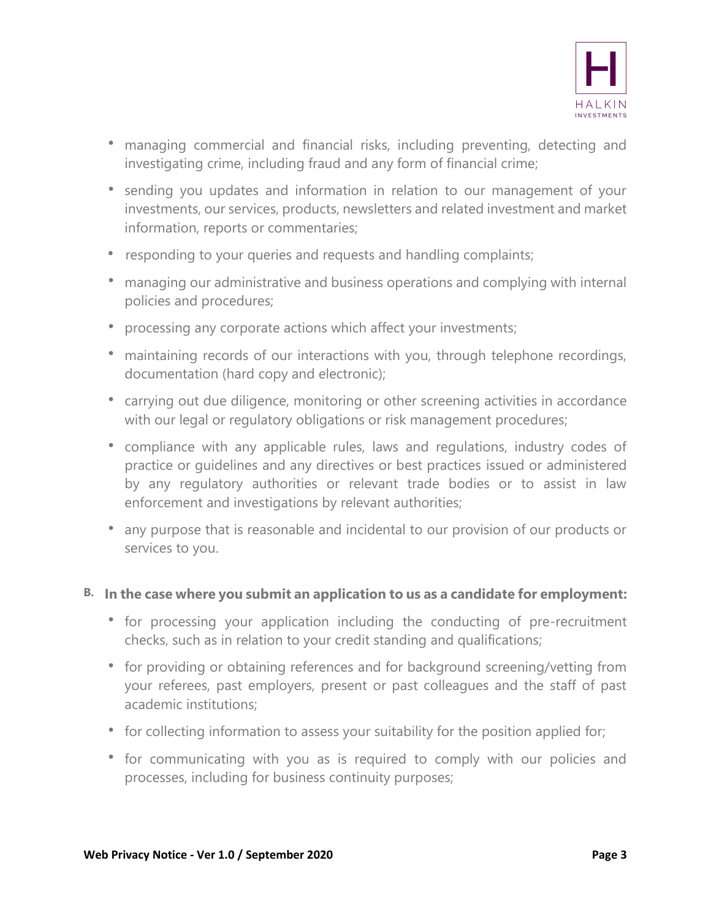- managing commercial and financial risks, including preventing, detecting and investigating crime, including fraud and any form of financial crime;
- sending you updates and information in relation to our management of your investments, our services, products, newsletters and related investment and market information, reports or commentaries;
- responding to your queries and requests and handling complaints;
- managing our administrative and business operations and complying with internal policies and procedures;
- processing any corporate actions which affect your investments;
- maintaining records of our interactions with you, through telephone recordings, documentation (hard copy and electronic);
- carrying out due diligence, monitoring or other screening activities in accordance with our legal or regulatory obligations or risk management procedures;
- compliance with any applicable rules, laws and regulations, industry codes of practice or guidelines and any directives or best practices issued or administered by any regulatory authorities or relevant trade bodies or to assist in law enforcement and investigations by relevant authorities;
- any purpose that is reasonable and incidental to our provision of our products or services to you.

**B. In the case where you submit an application to us as a candidate for employment:**

- for processing your application including the conducting of pre-recruitment checks, such as in relation to your credit standing and qualifications;
- for providing or obtaining references and for background screening/vetting from your referees, past employers, present or past colleagues and the staff of past academic institutions;
- for collecting information to assess your suitability for the position applied for;
- for communicating with you as is required to comply with our policies and processes, including for business continuity purposes;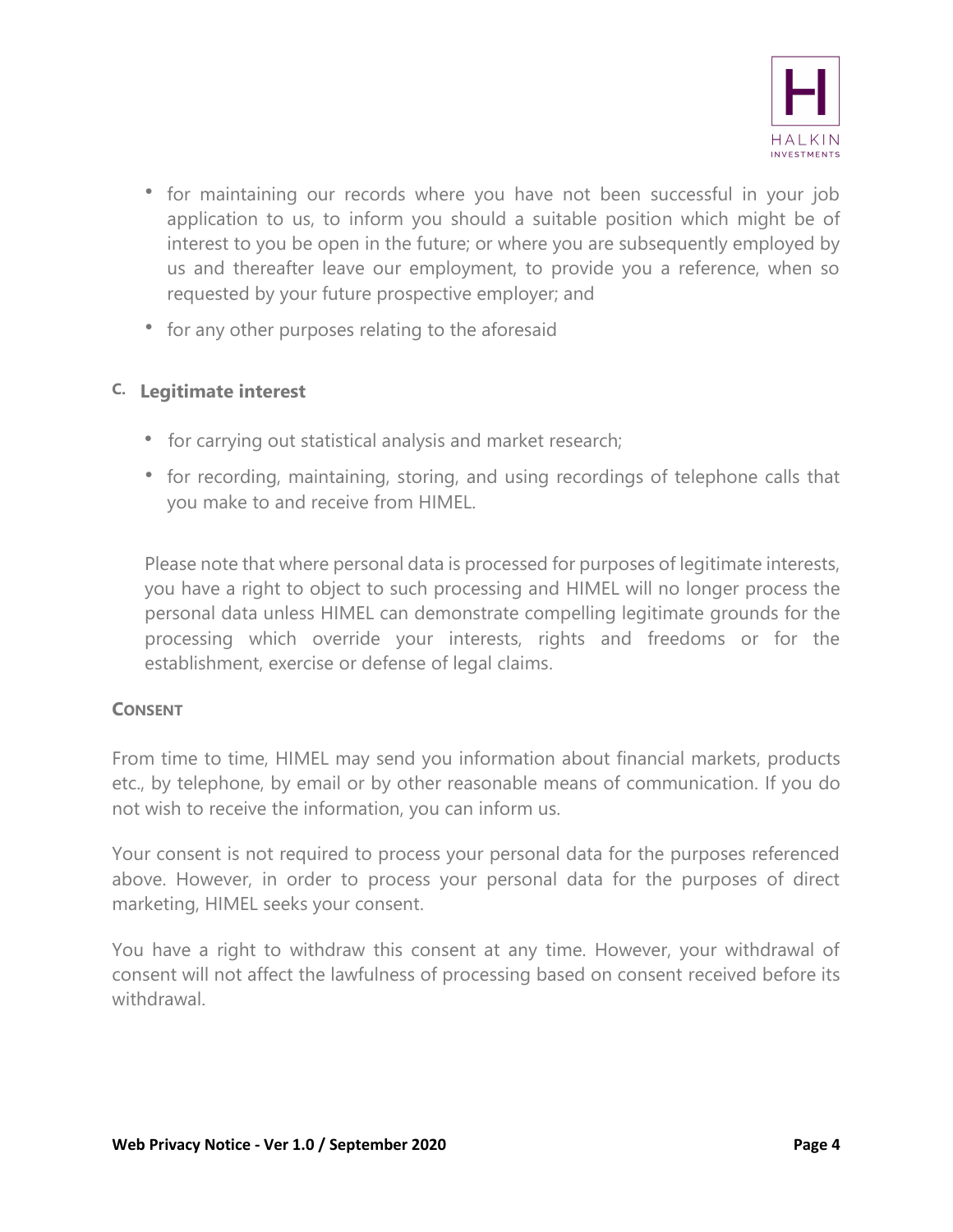- for maintaining our records where you have not been successful in your job application to us, to inform you should a suitable position which might be of interest to you be open in the future; or where you are subsequently employed by us and thereafter leave our employment, to provide you a reference, when so requested by your future prospective employer; and
- for any other purposes relating to the aforesaid

### C. Legitimate interest

- for carrying out statistical analysis and market research;
- for recording, maintaining, storing, and using recordings of telephone calls that you make to and receive from HIMEL.

Please note that where personal data is processed for purposes of legitimate interests, you have a right to object to such processing and HIMEL will no longer process the personal data unless HIMEL can demonstrate compelling legitimate grounds for the processing which override your interests, rights and freedoms or for the establishment, exercise or defense of legal claims.

## CONSENT

From time to time, HIMEL may send you information about financial markets, products etc., by telephone, by email or by other reasonable means of communication. If you do not wish to receive the information, you can inform us.

Your consent is not required to process your personal data for the purposes referenced above. However, in order to process your personal data for the purposes of direct marketing, HIMEL seeks your consent.

You have a right to withdraw this consent at any time. However, your withdrawal of consent will not affect the lawfulness of processing based on consent received before its withdrawal.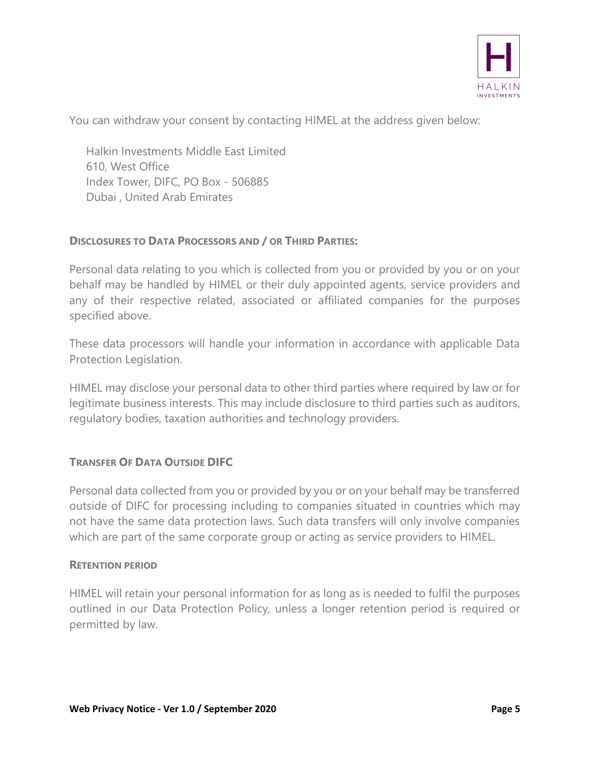You can withdraw your consent by contacting HIMEL at the address given below:

Halkin Investments Middle East Limited
610, West Office
Index Tower, DIFC, PO Box - 506885
Dubai , United Arab Emirates

## Disclosures to Data Processors and / or Third Parties:

Personal data relating to you which is collected from you or provided by you or on your behalf may be handled by HIMEL or their duly appointed agents, service providers and any of their respective related, associated or affiliated companies for the purposes specified above.

These data processors will handle your information in accordance with applicable Data Protection Legislation.

HIMEL may disclose your personal data to other third parties where required by law or for legitimate business interests. This may include disclosure to third parties such as auditors, regulatory bodies, taxation authorities and technology providers.

## Transfer Of Data Outside DIFC

Personal data collected from you or provided by you or on your behalf may be transferred outside of DIFC for processing including to companies situated in countries which may not have the same data protection laws. Such data transfers will only involve companies which are part of the same corporate group or acting as service providers to HIMEL.

## Retention period

HIMEL will retain your personal information for as long as is needed to fulfil the purposes outlined in our Data Protection Policy, unless a longer retention period is required or permitted by law.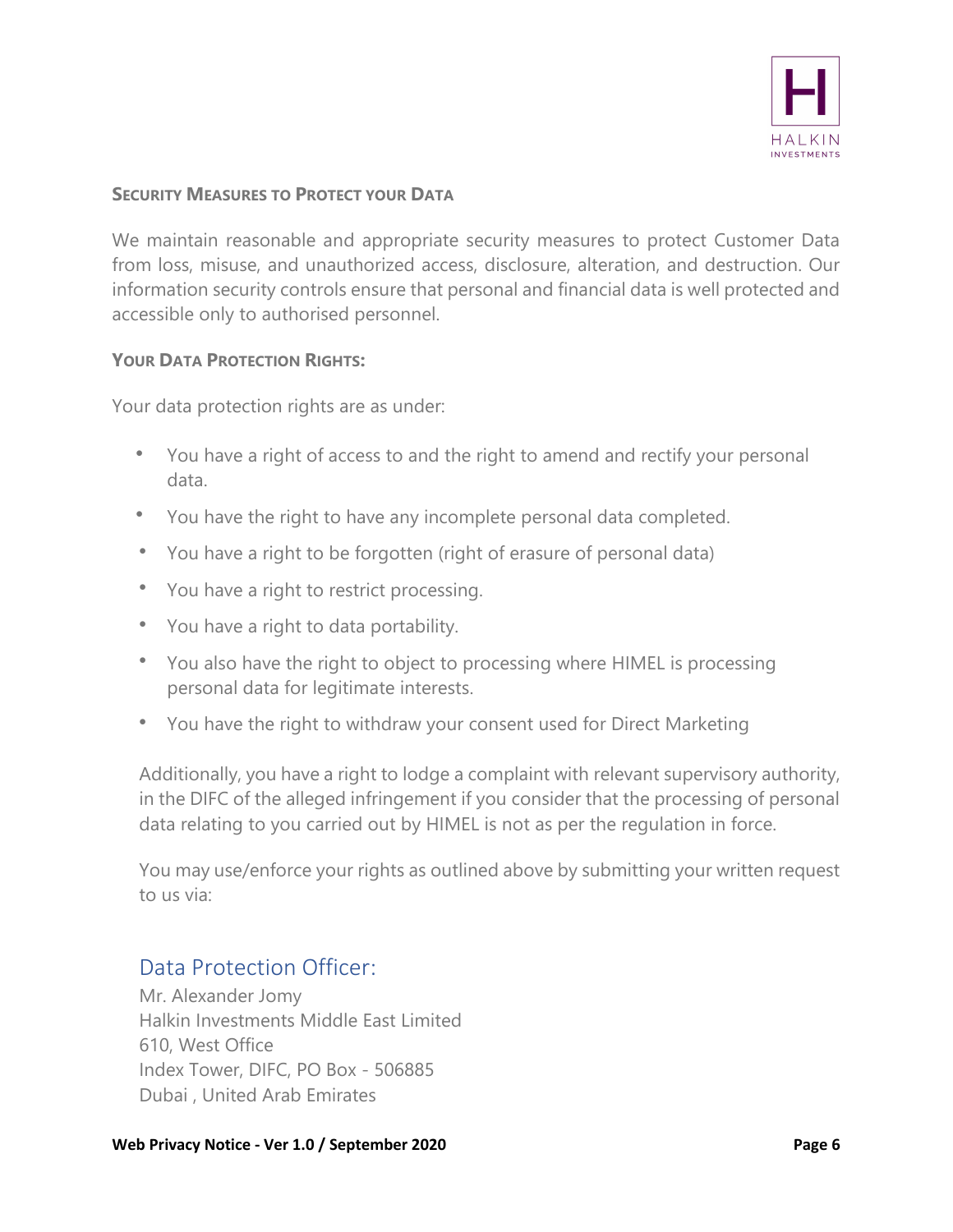### Security Measures to Protect your Data

We maintain reasonable and appropriate security measures to protect Customer Data from loss, misuse, and unauthorized access, disclosure, alteration, and destruction. Our information security controls ensure that personal and financial data is well protected and accessible only to authorised personnel.

### Your Data Protection Rights:

Your data protection rights are as under:

- You have a right of access to and the right to amend and rectify your personal data.
- You have the right to have any incomplete personal data completed.
- You have a right to be forgotten (right of erasure of personal data)
- You have a right to restrict processing.
- You have a right to data portability.
- You also have the right to object to processing where HIMEL is processing personal data for legitimate interests.
- You have the right to withdraw your consent used for Direct Marketing

Additionally, you have a right to lodge a complaint with relevant supervisory authority, in the DIFC of the alleged infringement if you consider that the processing of personal data relating to you carried out by HIMEL is not as per the regulation in force.

You may use/enforce your rights as outlined above by submitting your written request to us via:

## Data Protection Officer:

Mr. Alexander Jomy
Halkin Investments Middle East Limited
610, West Office
Index Tower, DIFC, PO Box - 506885
Dubai , United Arab Emirates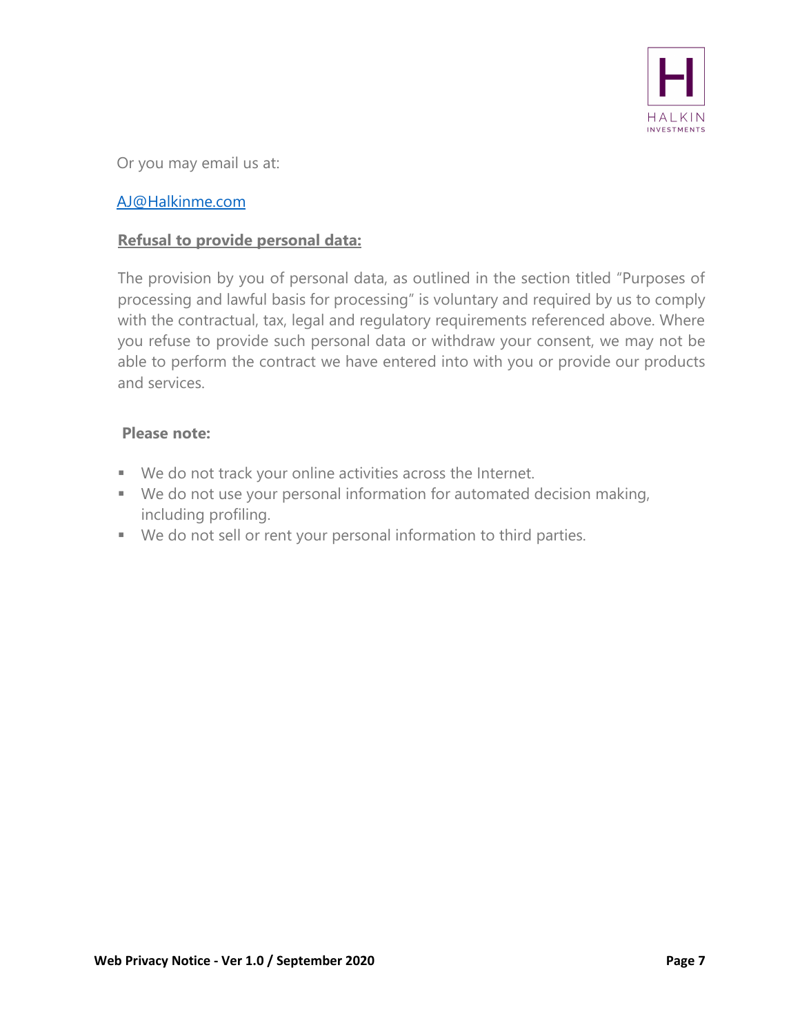Or you may email us at:

AJ@Halkinme.com

**Refusal to provide personal data:**

The provision by you of personal data, as outlined in the section titled "Purposes of processing and lawful basis for processing" is voluntary and required by us to comply with the contractual, tax, legal and regulatory requirements referenced above. Where you refuse to provide such personal data or withdraw your consent, we may not be able to perform the contract we have entered into with you or provide our products and services.

**Please note:**

- We do not track your online activities across the Internet.
- We do not use your personal information for automated decision making, including profiling.
- We do not sell or rent your personal information to third parties.